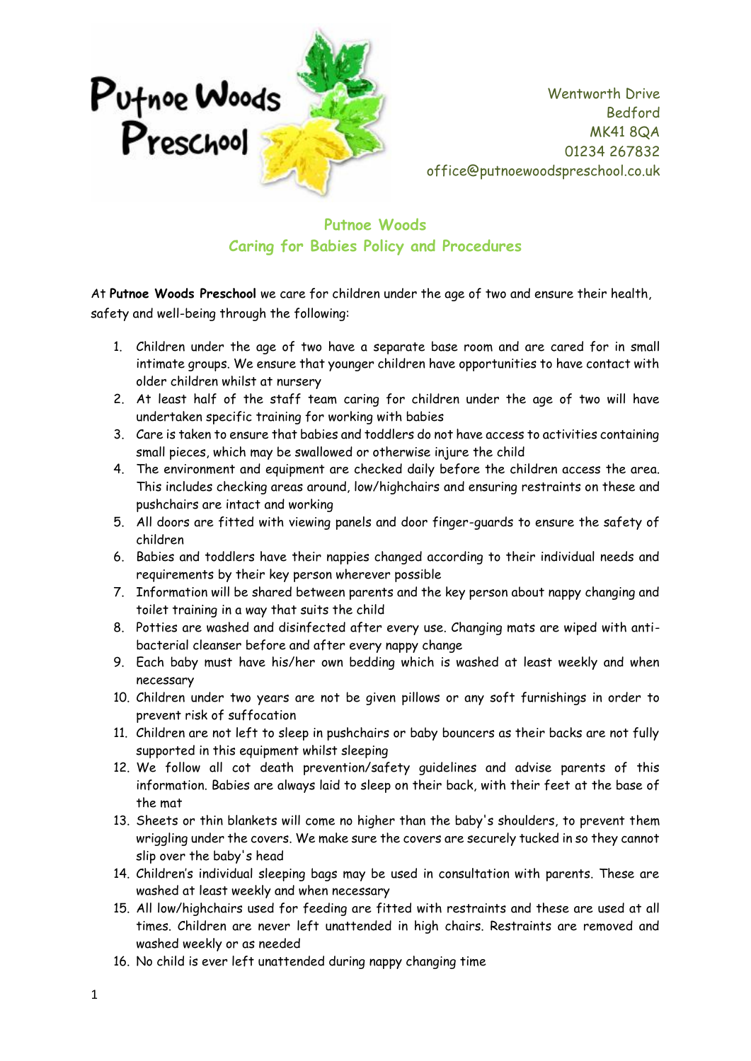Putnoe Woods Preschool

Wentworth Drive
Bedford
MK41 8QA
01234 267832
office@putnoewoodspreschool.co.uk

# Putnoe Woods
## Caring for Babies Policy and Procedures

At **Putnoe Woods Preschool** we care for children under the age of two and ensure their health, safety and well-being through the following:

1. Children under the age of two have a separate base room and are cared for in small intimate groups. We ensure that younger children have opportunities to have contact with older children whilst at nursery
2. At least half of the staff team caring for children under the age of two will have undertaken specific training for working with babies
3. Care is taken to ensure that babies and toddlers do not have access to activities containing small pieces, which may be swallowed or otherwise injure the child
4. The environment and equipment are checked daily before the children access the area. This includes checking areas around, low/highchairs and ensuring restraints on these and pushchairs are intact and working
5. All doors are fitted with viewing panels and door finger-guards to ensure the safety of children
6. Babies and toddlers have their nappies changed according to their individual needs and requirements by their key person wherever possible
7. Information will be shared between parents and the key person about nappy changing and toilet training in a way that suits the child
8. Potties are washed and disinfected after every use. Changing mats are wiped with anti-bacterial cleanser before and after every nappy change
9. Each baby must have his/her own bedding which is washed at least weekly and when necessary
10. Children under two years are not be given pillows or any soft furnishings in order to prevent risk of suffocation
11. Children are not left to sleep in pushchairs or baby bouncers as their backs are not fully supported in this equipment whilst sleeping
12. We follow all cot death prevention/safety guidelines and advise parents of this information. Babies are always laid to sleep on their back, with their feet at the base of the mat
13. Sheets or thin blankets will come no higher than the baby's shoulders, to prevent them wriggling under the covers. We make sure the covers are securely tucked in so they cannot slip over the baby's head
14. Children's individual sleeping bags may be used in consultation with parents. These are washed at least weekly and when necessary
15. All low/highchairs used for feeding are fitted with restraints and these are used at all times. Children are never left unattended in high chairs. Restraints are removed and washed weekly or as needed
16. No child is ever left unattended during nappy changing time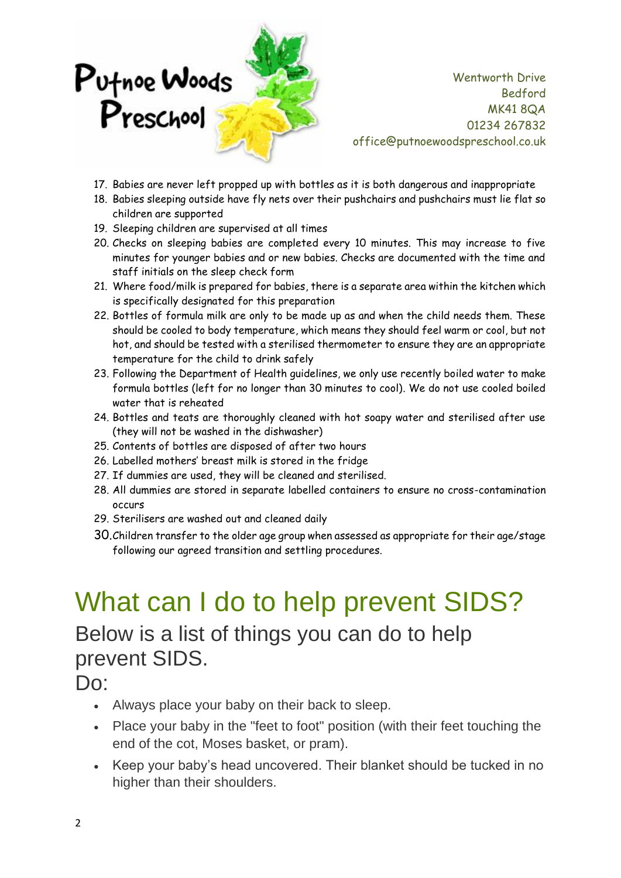17. Babies are never left propped up with bottles as it is both dangerous and inappropriate
18. Babies sleeping outside have fly nets over their pushchairs and pushchairs must lie flat so children are supported
19. Sleeping children are supervised at all times
20. Checks on sleeping babies are completed every 10 minutes. This may increase to five minutes for younger babies and or new babies. Checks are documented with the time and staff initials on the sleep check form
21. Where food/milk is prepared for babies, there is a separate area within the kitchen which is specifically designated for this preparation
22. Bottles of formula milk are only to be made up as and when the child needs them. These should be cooled to body temperature, which means they should feel warm or cool, but not hot, and should be tested with a sterilised thermometer to ensure they are an appropriate temperature for the child to drink safely
23. Following the Department of Health guidelines, we only use recently boiled water to make formula bottles (left for no longer than 30 minutes to cool). We do not use cooled boiled water that is reheated
24. Bottles and teats are thoroughly cleaned with hot soapy water and sterilised after use (they will not be washed in the dishwasher)
25. Contents of bottles are disposed of after two hours
26. Labelled mothers' breast milk is stored in the fridge
27. If dummies are used, they will be cleaned and sterilised.
28. All dummies are stored in separate labelled containers to ensure no cross-contamination occurs
29. Sterilisers are washed out and cleaned daily
30. Children transfer to the older age group when assessed as appropriate for their age/stage following our agreed transition and settling procedures.

# What can I do to help prevent SIDS?

## Below is a list of things you can do to help prevent SIDS.

## Do:

- Always place your baby on their back to sleep.
- Place your baby in the "feet to foot" position (with their feet touching the end of the cot, Moses basket, or pram).
- Keep your baby's head uncovered. Their blanket should be tucked in no higher than their shoulders.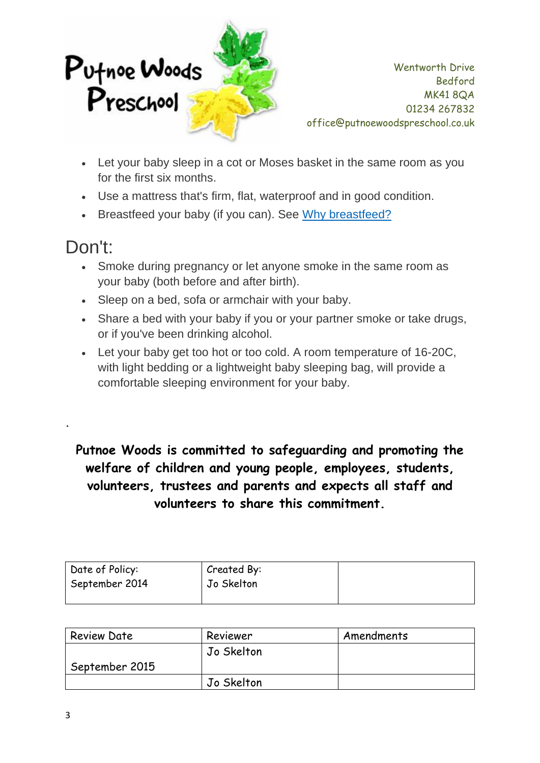Putnoe Woods Preschool

Wentworth Drive
Bedford
MK41 8QA
01234 267832
office@putnoewoodspreschool.co.uk

- Let your baby sleep in a cot or Moses basket in the same room as you for the first six months.
- Use a mattress that's firm, flat, waterproof and in good condition.
- Breastfeed your baby (if you can). See [Why breastfeed?]

## Don't:

- Smoke during pregnancy or let anyone smoke in the same room as your baby (both before and after birth).
- Sleep on a bed, sofa or armchair with your baby.
- Share a bed with your baby if you or your partner smoke or take drugs, or if you've been drinking alcohol.
- Let your baby get too hot or too cold. A room temperature of 16-20C, with light bedding or a lightweight baby sleeping bag, will provide a comfortable sleeping environment for your baby.

.

**Putnoe Woods is committed to safeguarding and promoting the welfare of children and young people, employees, students, volunteers, trustees and parents and expects all staff and volunteers to share this commitment.**

| Date of Policy: September 2014 | Created By: Jo Skelton | |
|---|---|---|

| Review Date | Reviewer | Amendments |
|---|---|---|
| September 2015 | Jo Skelton | |
| | Jo Skelton | |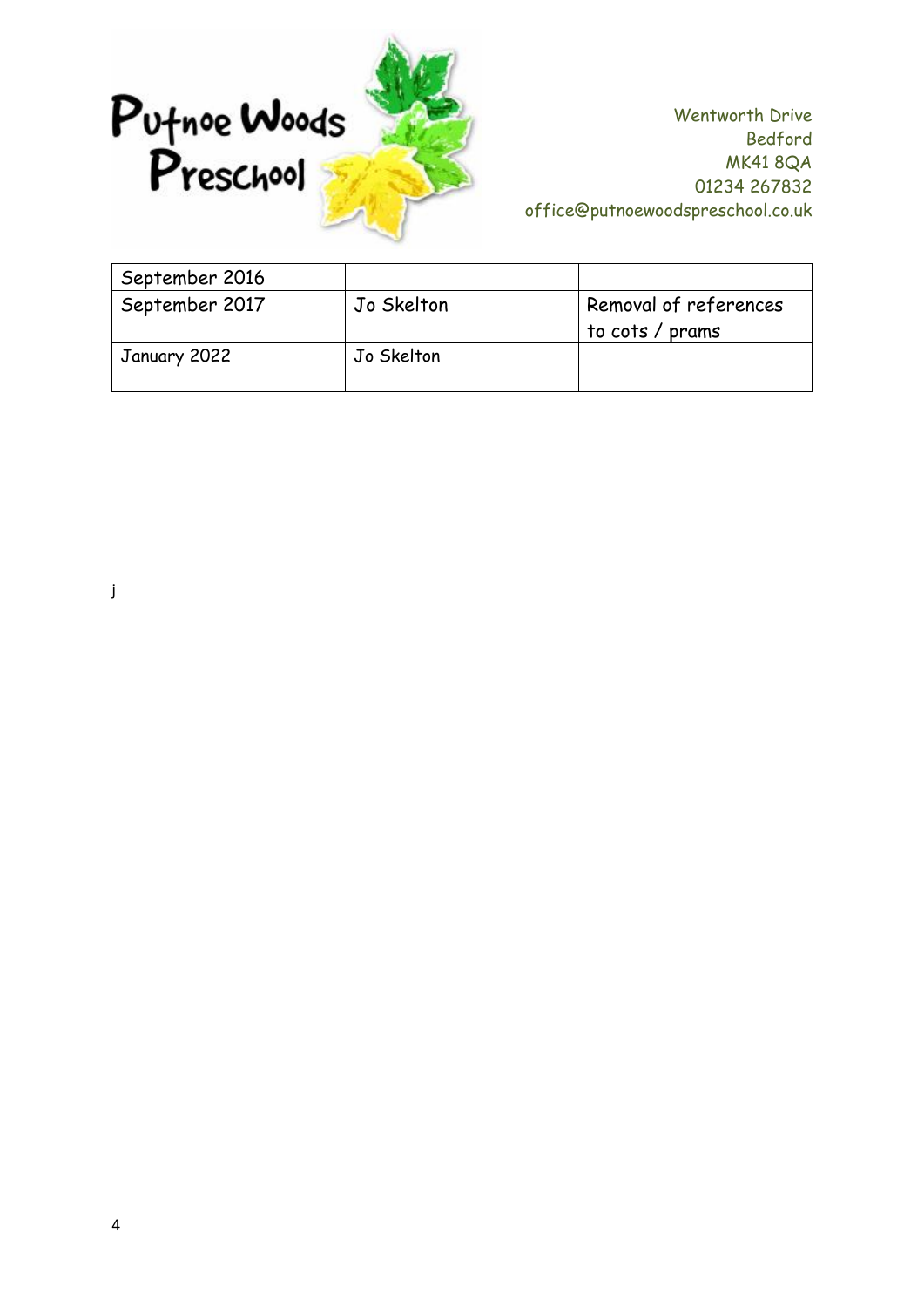| | | |
|---|---|---|
| September 2016 | | |
| September 2017 | Jo Skelton | Removal of references to cots / prams |
| January 2022 | Jo Skelton | |

j